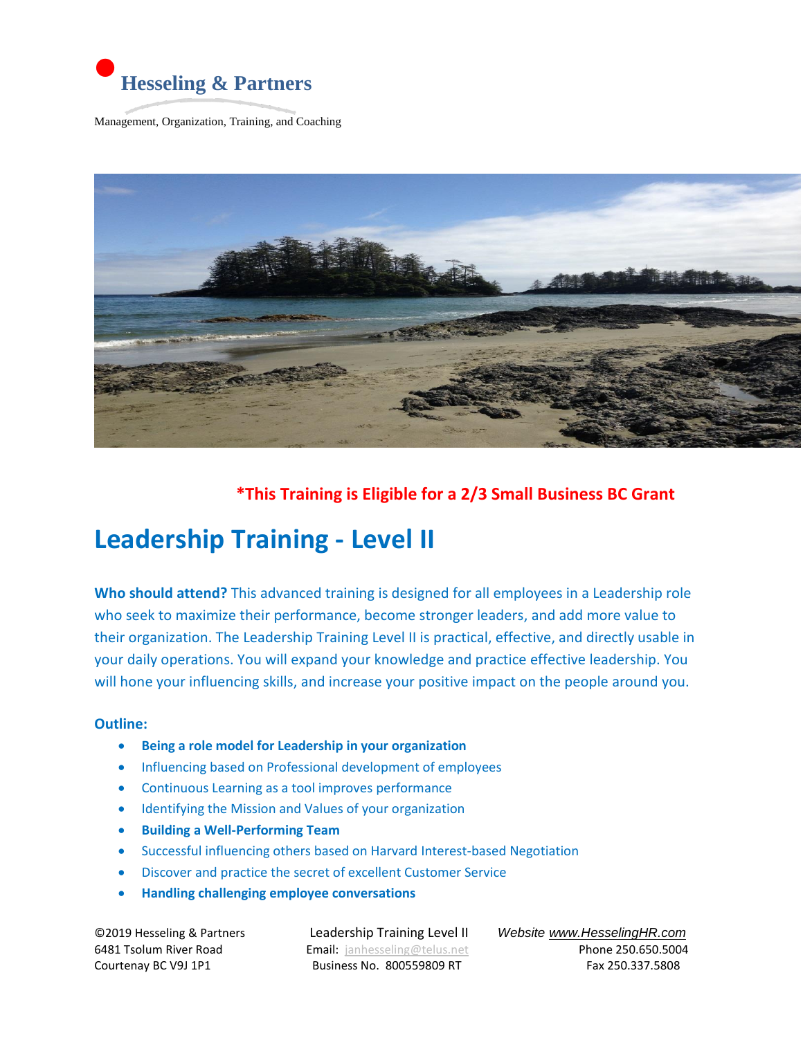**Hesseling & Partners**

Management, Organization, Training, and Coaching

**\*This Training is Eligible for a 2/3 Small Business BC Grant**

# Leadership Training - Level II

**Who should attend?** This advanced training is designed for all employees in a Leadership role who seek to maximize their performance, become stronger leaders, and add more value to their organization. The Leadership Training Level II is practical, effective, and directly usable in your daily operations. You will expand your knowledge and practice effective leadership. You will hone your influencing skills, and increase your positive impact on the people around you.

**Outline:**

- **Being a role model for Leadership in your organization**
- Influencing based on Professional development of employees
- Continuous Learning as a tool improves performance
- Identifying the Mission and Values of your organization
- **Building a Well-Performing Team**
- Successful influencing others based on Harvard Interest-based Negotiation
- Discover and practice the secret of excellent Customer Service
- **Handling challenging employee conversations**

©2019 Hesseling & Partners
6481 Tsolum River Road
Courtenay BC V9J 1P1

Leadership Training Level II
Email: janhesseling@telus.net
Business No. 800559809 RT

*Website www.HesselingHR.com*
Phone 250.650.5004
Fax 250.337.5808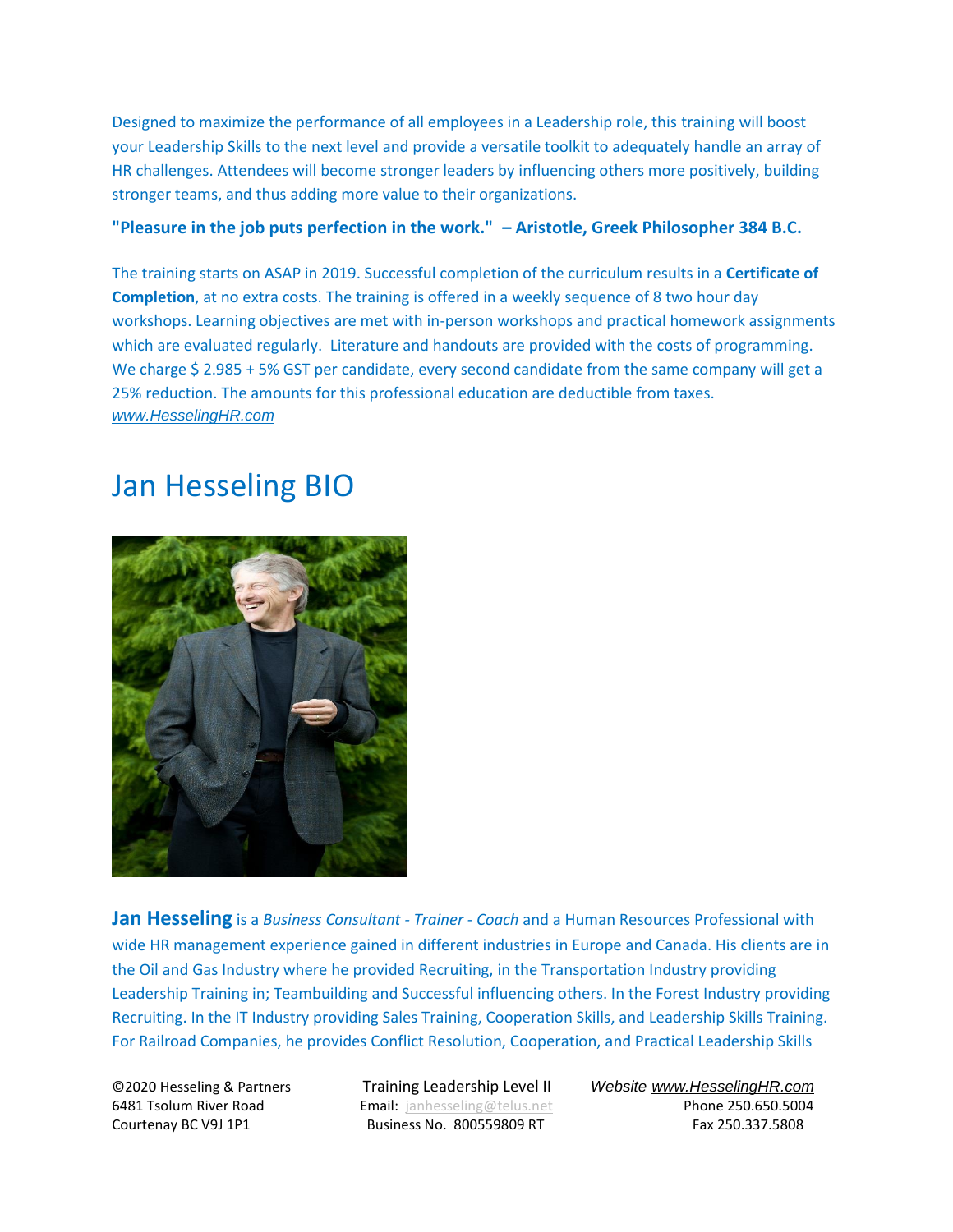Designed to maximize the performance of all employees in a Leadership role, this training will boost your Leadership Skills to the next level and provide a versatile toolkit to adequately handle an array of HR challenges. Attendees will become stronger leaders by influencing others more positively, building stronger teams, and thus adding more value to their organizations.

**"Pleasure in the job puts perfection in the work."  – Aristotle, Greek Philosopher 384 B.C.**

The training starts on ASAP in 2019. Successful completion of the curriculum results in a **Certificate of Completion**, at no extra costs. The training is offered in a weekly sequence of 8 two hour day workshops. Learning objectives are met with in-person workshops and practical homework assignments which are evaluated regularly.  Literature and handouts are provided with the costs of programming. We charge $ 2.985 + 5% GST per candidate, every second candidate from the same company will get a 25% reduction. The amounts for this professional education are deductible from taxes. *www.HesselingHR.com*

# Jan Hesseling BIO

**Jan Hesseling** is a *Business Consultant - Trainer - Coach* and a Human Resources Professional with wide HR management experience gained in different industries in Europe and Canada. His clients are in the Oil and Gas Industry where he provided Recruiting, in the Transportation Industry providing Leadership Training in; Teambuilding and Successful influencing others. In the Forest Industry providing Recruiting. In the IT Industry providing Sales Training, Cooperation Skills, and Leadership Skills Training. For Railroad Companies, he provides Conflict Resolution, Cooperation, and Practical Leadership Skills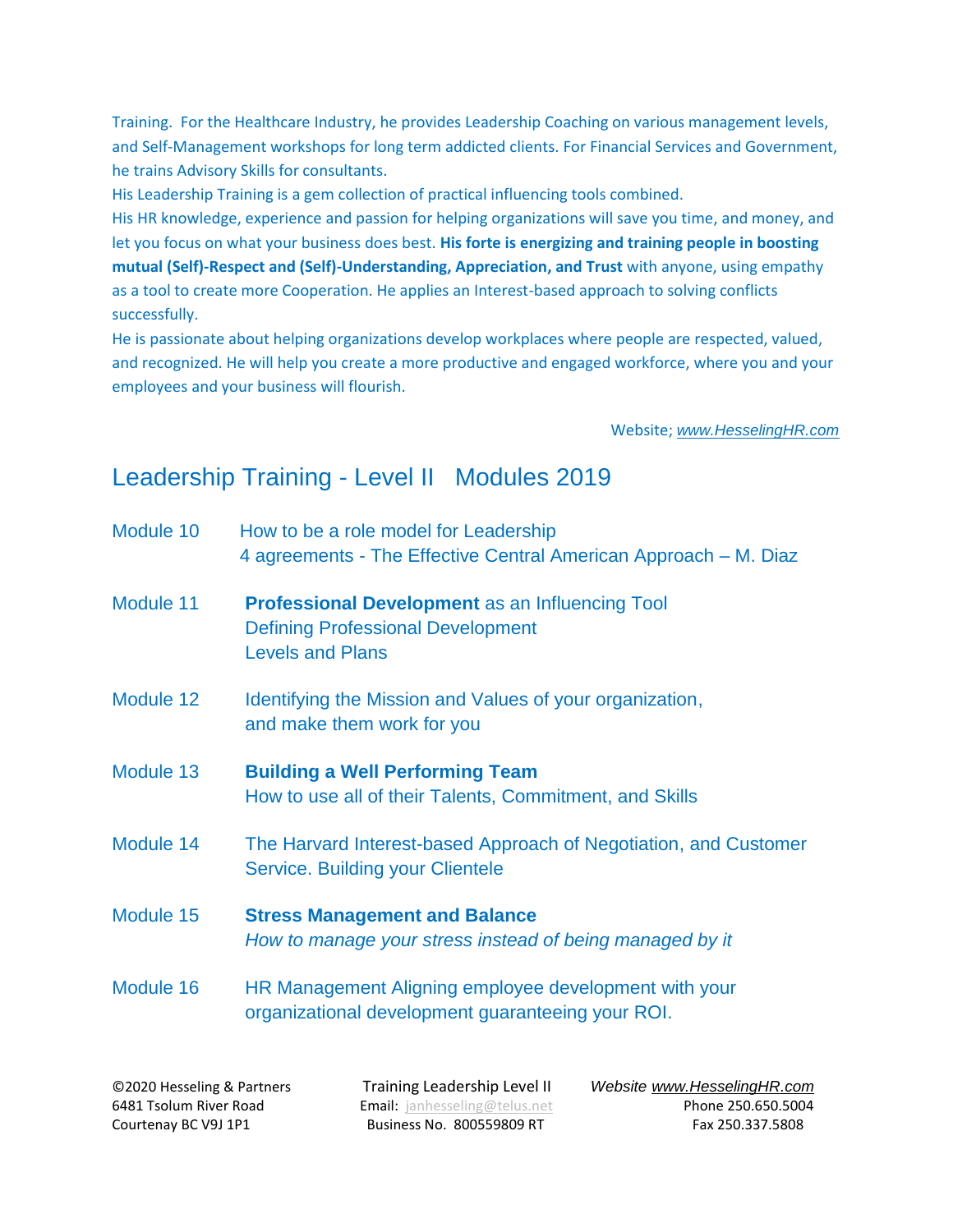Training. For the Healthcare Industry, he provides Leadership Coaching on various management levels, and Self-Management workshops for long term addicted clients. For Financial Services and Government, he trains Advisory Skills for consultants.

His Leadership Training is a gem collection of practical influencing tools combined.

His HR knowledge, experience and passion for helping organizations will save you time, and money, and let you focus on what your business does best. **His forte is energizing and training people in boosting mutual (Self)-Respect and (Self)-Understanding, Appreciation, and Trust** with anyone, using empathy as a tool to create more Cooperation. He applies an Interest-based approach to solving conflicts successfully.

He is passionate about helping organizations develop workplaces where people are respected, valued, and recognized. He will help you create a more productive and engaged workforce, where you and your employees and your business will flourish.

Website; www.HesselingHR.com

## Leadership Training - Level II   Modules 2019

| | |
|---|---|
| Module 10 | How to be a role model for Leadership<br>4 agreements - The Effective Central American Approach – M. Diaz |
| Module 11 | **Professional Development** as an Influencing Tool<br>Defining Professional Development<br>Levels and Plans |
| Module 12 | Identifying the Mission and Values of your organization,<br>and make them work for you |
| Module 13 | **Building a Well Performing Team**<br>How to use all of their Talents, Commitment, and Skills |
| Module 14 | The Harvard Interest-based Approach of Negotiation, and Customer Service. Building your Clientele |
| Module 15 | **Stress Management and Balance**<br>*How to manage your stress instead of being managed by it* |
| Module 16 | HR Management Aligning employee development with your organizational development guaranteeing your ROI. |

©2020 Hesseling & Partners
6481 Tsolum River Road
Courtenay BC V9J 1P1

Training Leadership Level II
Email: janhesseling@telus.net
Business No. 800559809 RT

*Website* www.HesselingHR.com
Phone 250.650.5004
Fax 250.337.5808